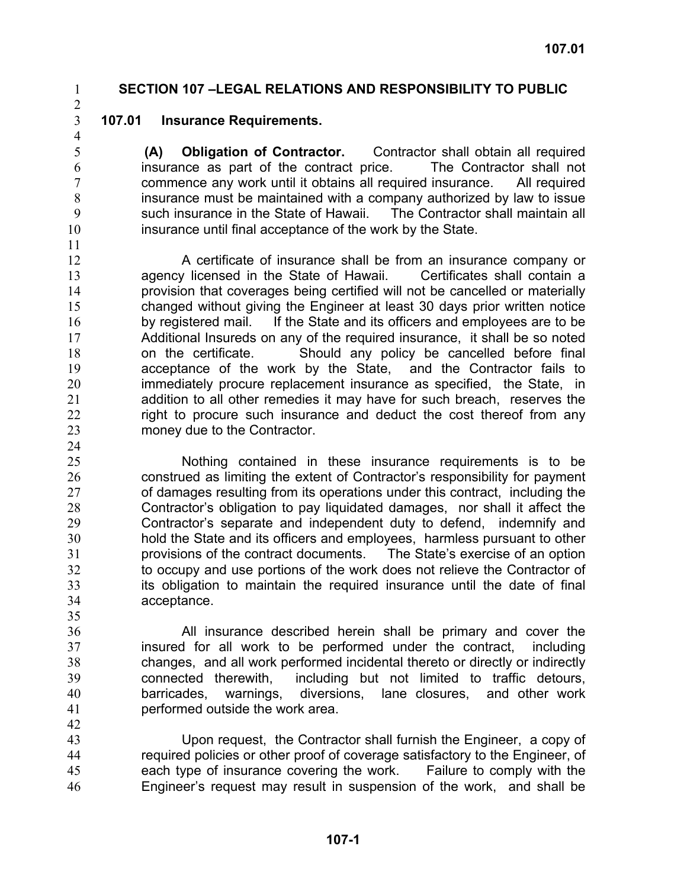# SECTION 107 –LEGAL RELATIONS AND RESPONSIBILITY TO PUBLIC

## 107.01 Insurance Requirements.

**(A) Obligation of Contractor.** Contractor shall obtain all required insurance as part of the contract price. The Contractor shall not commence any work until it obtains all required insurance. All required insurance must be maintained with a company authorized by law to issue such insurance in the State of Hawaii. The Contractor shall maintain all insurance until final acceptance of the work by the State.

A certificate of insurance shall be from an insurance company or agency licensed in the State of Hawaii. Certificates shall contain a provision that coverages being certified will not be cancelled or materially changed without giving the Engineer at least 30 days prior written notice by registered mail. If the State and its officers and employees are to be Additional Insureds on any of the required insurance, it shall be so noted on the certificate. Should any policy be cancelled before final acceptance of the work by the State, and the Contractor fails to immediately procure replacement insurance as specified, the State, in addition to all other remedies it may have for such breach, reserves the right to procure such insurance and deduct the cost thereof from any money due to the Contractor.

Nothing contained in these insurance requirements is to be construed as limiting the extent of Contractor's responsibility for payment of damages resulting from its operations under this contract, including the Contractor's obligation to pay liquidated damages, nor shall it affect the Contractor's separate and independent duty to defend, indemnify and hold the State and its officers and employees, harmless pursuant to other provisions of the contract documents. The State's exercise of an option to occupy and use portions of the work does not relieve the Contractor of its obligation to maintain the required insurance until the date of final acceptance.

All insurance described herein shall be primary and cover the insured for all work to be performed under the contract, including changes, and all work performed incidental thereto or directly or indirectly connected therewith, including but not limited to traffic detours, barricades, warnings, diversions, lane closures, and other work performed outside the work area.

Upon request, the Contractor shall furnish the Engineer, a copy of required policies or other proof of coverage satisfactory to the Engineer, of each type of insurance covering the work. Failure to comply with the Engineer's request may result in suspension of the work, and shall be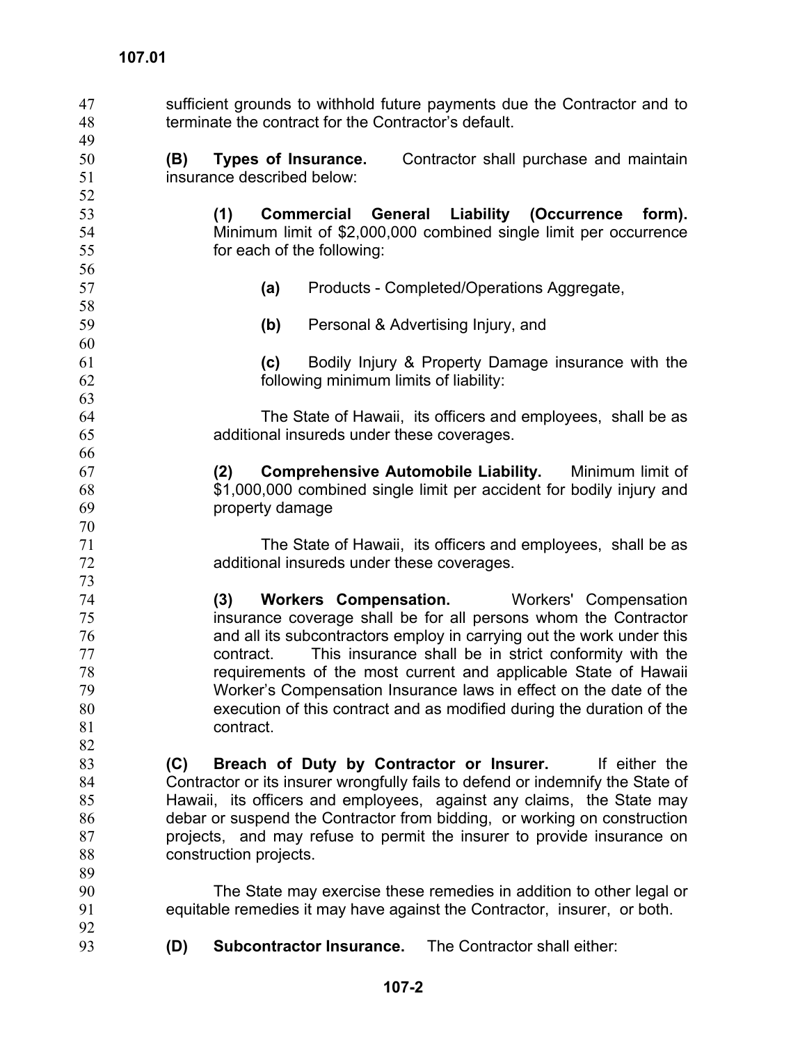sufficient grounds to withhold future payments due the Contractor and to terminate the contract for the Contractor's default.

**(B) Types of Insurance.** Contractor shall purchase and maintain insurance described below:

**(1) Commercial General Liability (Occurrence form).** Minimum limit of $2,000,000 combined single limit per occurrence for each of the following:

**(a)** Products - Completed/Operations Aggregate,

**(b)** Personal & Advertising Injury, and

**(c)** Bodily Injury & Property Damage insurance with the following minimum limits of liability:

The State of Hawaii, its officers and employees, shall be as additional insureds under these coverages.

**(2) Comprehensive Automobile Liability.** Minimum limit of $1,000,000 combined single limit per accident for bodily injury and property damage

The State of Hawaii, its officers and employees, shall be as additional insureds under these coverages.

**(3) Workers Compensation.** Workers' Compensation insurance coverage shall be for all persons whom the Contractor and all its subcontractors employ in carrying out the work under this contract. This insurance shall be in strict conformity with the requirements of the most current and applicable State of Hawaii Worker's Compensation Insurance laws in effect on the date of the execution of this contract and as modified during the duration of the contract.

**(C) Breach of Duty by Contractor or Insurer.** If either the Contractor or its insurer wrongfully fails to defend or indemnify the State of Hawaii, its officers and employees, against any claims, the State may debar or suspend the Contractor from bidding, or working on construction projects, and may refuse to permit the insurer to provide insurance on construction projects.

The State may exercise these remedies in addition to other legal or equitable remedies it may have against the Contractor, insurer, or both.

**(D) Subcontractor Insurance.** The Contractor shall either: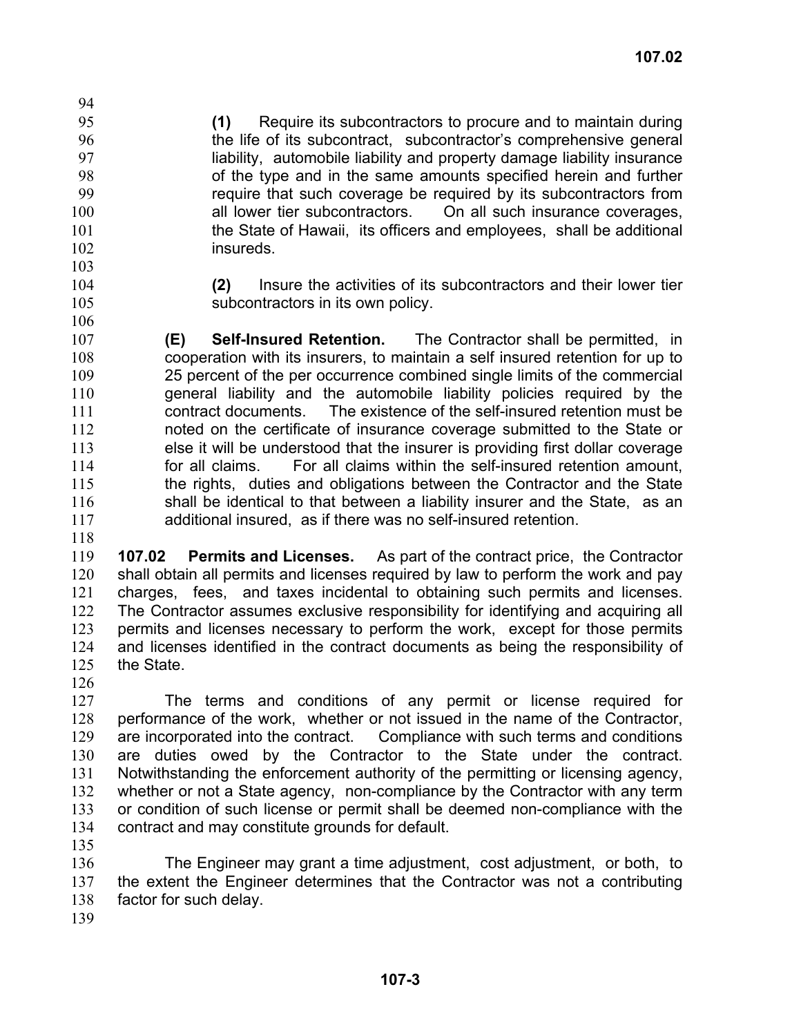**(1)** Require its subcontractors to procure and to maintain during the life of its subcontract, subcontractor's comprehensive general liability, automobile liability and property damage liability insurance of the type and in the same amounts specified herein and further require that such coverage be required by its subcontractors from all lower tier subcontractors. On all such insurance coverages, the State of Hawaii, its officers and employees, shall be additional insureds.

**(2)** Insure the activities of its subcontractors and their lower tier subcontractors in its own policy.

**(E) Self-Insured Retention.** The Contractor shall be permitted, in cooperation with its insurers, to maintain a self insured retention for up to 25 percent of the per occurrence combined single limits of the commercial general liability and the automobile liability policies required by the contract documents. The existence of the self-insured retention must be noted on the certificate of insurance coverage submitted to the State or else it will be understood that the insurer is providing first dollar coverage for all claims. For all claims within the self-insured retention amount, the rights, duties and obligations between the Contractor and the State shall be identical to that between a liability insurer and the State, as an additional insured, as if there was no self-insured retention.

**107.02 Permits and Licenses.** As part of the contract price, the Contractor shall obtain all permits and licenses required by law to perform the work and pay charges, fees, and taxes incidental to obtaining such permits and licenses. The Contractor assumes exclusive responsibility for identifying and acquiring all permits and licenses necessary to perform the work, except for those permits and licenses identified in the contract documents as being the responsibility of the State.

The terms and conditions of any permit or license required for performance of the work, whether or not issued in the name of the Contractor, are incorporated into the contract. Compliance with such terms and conditions are duties owed by the Contractor to the State under the contract. Notwithstanding the enforcement authority of the permitting or licensing agency, whether or not a State agency, non-compliance by the Contractor with any term or condition of such license or permit shall be deemed non-compliance with the contract and may constitute grounds for default.

The Engineer may grant a time adjustment, cost adjustment, or both, to the extent the Engineer determines that the Contractor was not a contributing factor for such delay.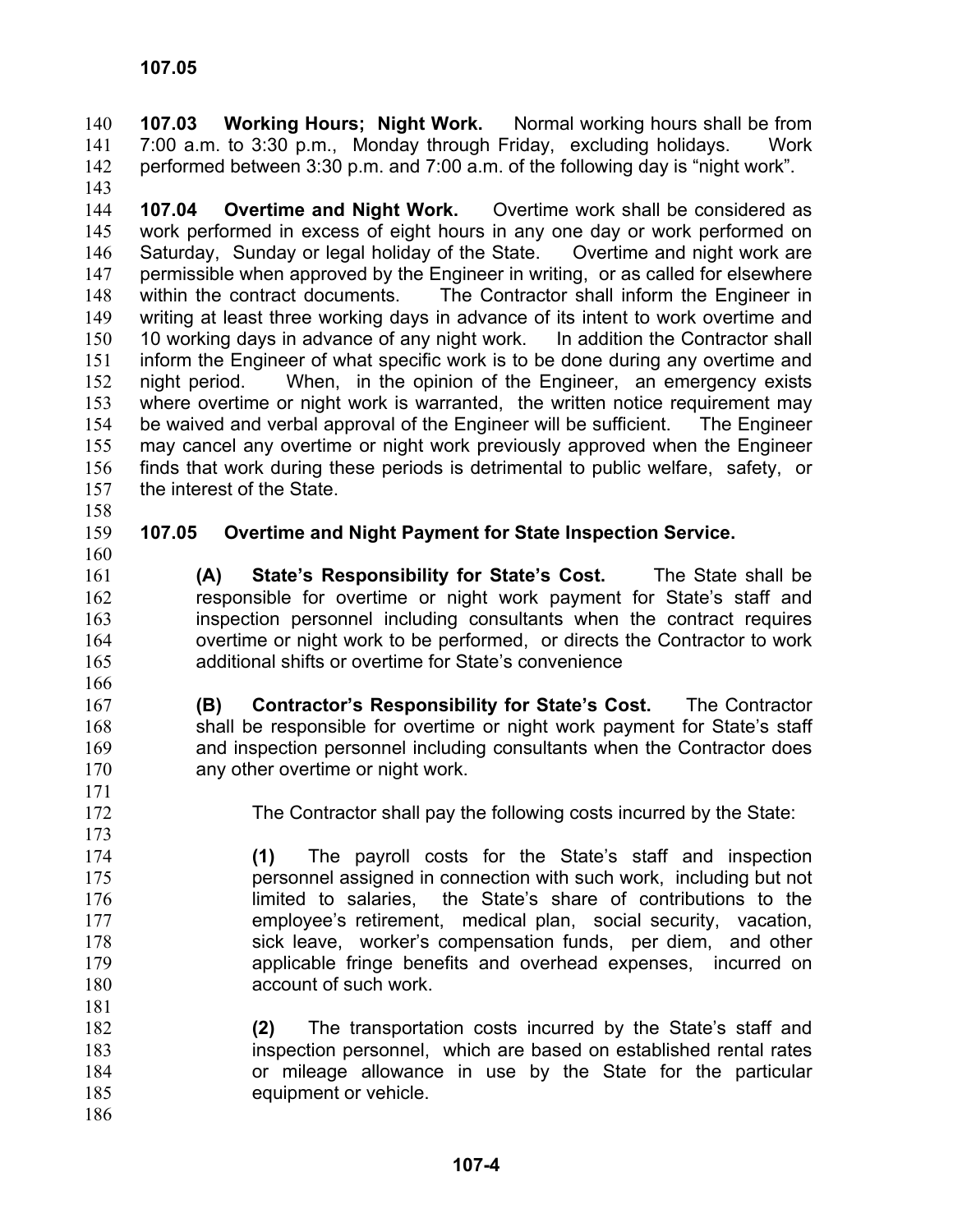**107.03 Working Hours; Night Work.** Normal working hours shall be from 7:00 a.m. to 3:30 p.m., Monday through Friday, excluding holidays. Work performed between 3:30 p.m. and 7:00 a.m. of the following day is "night work".

**107.04 Overtime and Night Work.** Overtime work shall be considered as work performed in excess of eight hours in any one day or work performed on Saturday, Sunday or legal holiday of the State. Overtime and night work are permissible when approved by the Engineer in writing, or as called for elsewhere within the contract documents. The Contractor shall inform the Engineer in writing at least three working days in advance of its intent to work overtime and 10 working days in advance of any night work. In addition the Contractor shall inform the Engineer of what specific work is to be done during any overtime and night period. When, in the opinion of the Engineer, an emergency exists where overtime or night work is warranted, the written notice requirement may be waived and verbal approval of the Engineer will be sufficient. The Engineer may cancel any overtime or night work previously approved when the Engineer finds that work during these periods is detrimental to public welfare, safety, or the interest of the State.

**107.05 Overtime and Night Payment for State Inspection Service.**

**(A) State's Responsibility for State's Cost.** The State shall be responsible for overtime or night work payment for State's staff and inspection personnel including consultants when the contract requires overtime or night work to be performed, or directs the Contractor to work additional shifts or overtime for State's convenience

**(B) Contractor's Responsibility for State's Cost.** The Contractor shall be responsible for overtime or night work payment for State's staff and inspection personnel including consultants when the Contractor does any other overtime or night work.

The Contractor shall pay the following costs incurred by the State:

**(1)** The payroll costs for the State's staff and inspection personnel assigned in connection with such work, including but not limited to salaries, the State's share of contributions to the employee's retirement, medical plan, social security, vacation, sick leave, worker's compensation funds, per diem, and other applicable fringe benefits and overhead expenses, incurred on account of such work.

**(2)** The transportation costs incurred by the State's staff and inspection personnel, which are based on established rental rates or mileage allowance in use by the State for the particular equipment or vehicle.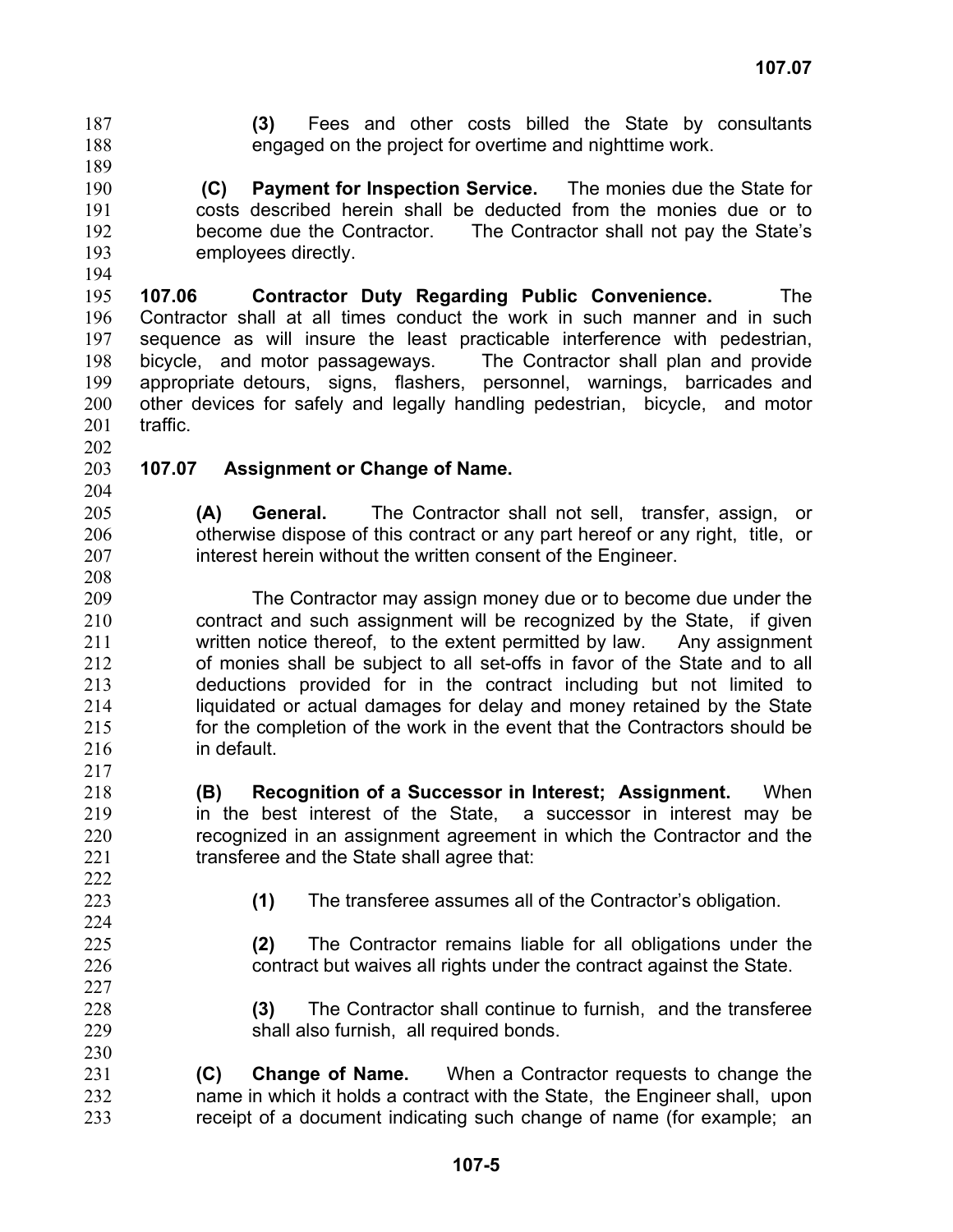**(3)** Fees and other costs billed the State by consultants engaged on the project for overtime and nighttime work.

**(C) Payment for Inspection Service.** The monies due the State for costs described herein shall be deducted from the monies due or to become due the Contractor. The Contractor shall not pay the State's employees directly.

**107.06 Contractor Duty Regarding Public Convenience.** The Contractor shall at all times conduct the work in such manner and in such sequence as will insure the least practicable interference with pedestrian, bicycle, and motor passageways. The Contractor shall plan and provide appropriate detours, signs, flashers, personnel, warnings, barricades and other devices for safely and legally handling pedestrian, bicycle, and motor traffic.

## 107.07 Assignment or Change of Name.

**(A) General.** The Contractor shall not sell, transfer, assign, or otherwise dispose of this contract or any part hereof or any right, title, or interest herein without the written consent of the Engineer.

The Contractor may assign money due or to become due under the contract and such assignment will be recognized by the State, if given written notice thereof, to the extent permitted by law. Any assignment of monies shall be subject to all set-offs in favor of the State and to all deductions provided for in the contract including but not limited to liquidated or actual damages for delay and money retained by the State for the completion of the work in the event that the Contractors should be in default.

**(B) Recognition of a Successor in Interest; Assignment.** When in the best interest of the State, a successor in interest may be recognized in an assignment agreement in which the Contractor and the transferee and the State shall agree that:

**(1)** The transferee assumes all of the Contractor's obligation.

**(2)** The Contractor remains liable for all obligations under the contract but waives all rights under the contract against the State.

**(3)** The Contractor shall continue to furnish, and the transferee shall also furnish, all required bonds.

**(C) Change of Name.** When a Contractor requests to change the name in which it holds a contract with the State, the Engineer shall, upon receipt of a document indicating such change of name (for example; an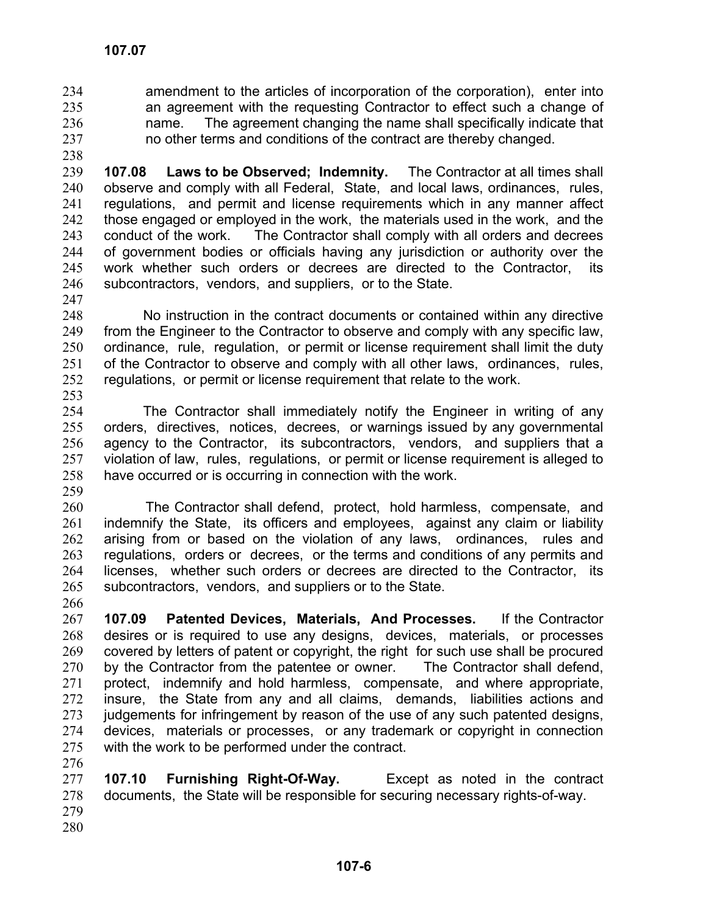amendment to the articles of incorporation of the corporation), enter into an agreement with the requesting Contractor to effect such a change of name. The agreement changing the name shall specifically indicate that no other terms and conditions of the contract are thereby changed.

**107.08 Laws to be Observed; Indemnity.** The Contractor at all times shall observe and comply with all Federal, State, and local laws, ordinances, rules, regulations, and permit and license requirements which in any manner affect those engaged or employed in the work, the materials used in the work, and the conduct of the work. The Contractor shall comply with all orders and decrees of government bodies or officials having any jurisdiction or authority over the work whether such orders or decrees are directed to the Contractor, its subcontractors, vendors, and suppliers, or to the State.

No instruction in the contract documents or contained within any directive from the Engineer to the Contractor to observe and comply with any specific law, ordinance, rule, regulation, or permit or license requirement shall limit the duty of the Contractor to observe and comply with all other laws, ordinances, rules, regulations, or permit or license requirement that relate to the work.

The Contractor shall immediately notify the Engineer in writing of any orders, directives, notices, decrees, or warnings issued by any governmental agency to the Contractor, its subcontractors, vendors, and suppliers that a violation of law, rules, regulations, or permit or license requirement is alleged to have occurred or is occurring in connection with the work.

The Contractor shall defend, protect, hold harmless, compensate, and indemnify the State, its officers and employees, against any claim or liability arising from or based on the violation of any laws, ordinances, rules and regulations, orders or decrees, or the terms and conditions of any permits and licenses, whether such orders or decrees are directed to the Contractor, its subcontractors, vendors, and suppliers or to the State.

**107.09 Patented Devices, Materials, And Processes.** If the Contractor desires or is required to use any designs, devices, materials, or processes covered by letters of patent or copyright, the right for such use shall be procured by the Contractor from the patentee or owner. The Contractor shall defend, protect, indemnify and hold harmless, compensate, and where appropriate, insure, the State from any and all claims, demands, liabilities actions and judgements for infringement by reason of the use of any such patented designs, devices, materials or processes, or any trademark or copyright in connection with the work to be performed under the contract.

**107.10 Furnishing Right-Of-Way.** Except as noted in the contract documents, the State will be responsible for securing necessary rights-of-way.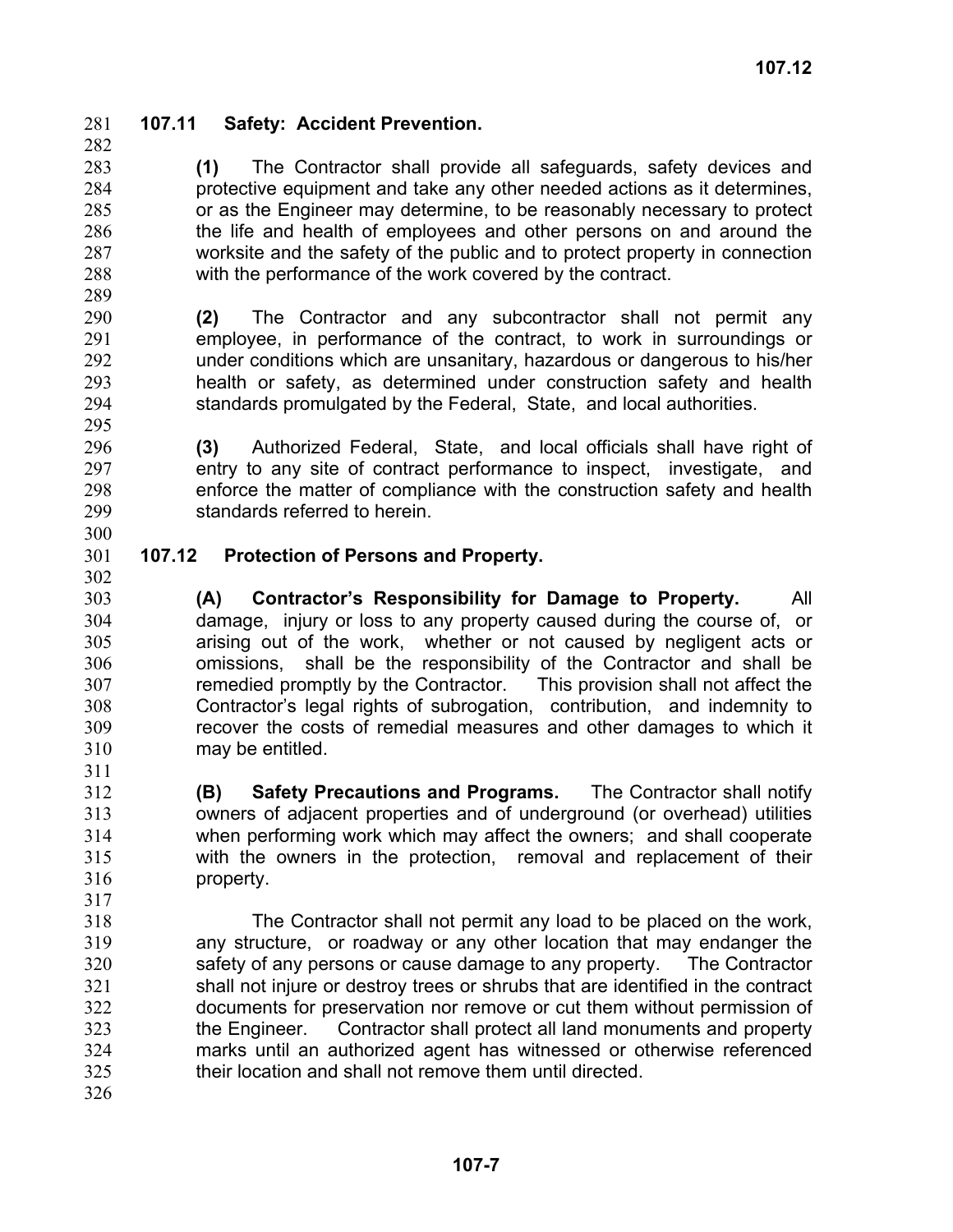## 107.11 Safety: Accident Prevention.

**(1)** The Contractor shall provide all safeguards, safety devices and protective equipment and take any other needed actions as it determines, or as the Engineer may determine, to be reasonably necessary to protect the life and health of employees and other persons on and around the worksite and the safety of the public and to protect property in connection with the performance of the work covered by the contract.

**(2)** The Contractor and any subcontractor shall not permit any employee, in performance of the contract, to work in surroundings or under conditions which are unsanitary, hazardous or dangerous to his/her health or safety, as determined under construction safety and health standards promulgated by the Federal, State, and local authorities.

**(3)** Authorized Federal, State, and local officials shall have right of entry to any site of contract performance to inspect, investigate, and enforce the matter of compliance with the construction safety and health standards referred to herein.

## 107.12 Protection of Persons and Property.

**(A) Contractor's Responsibility for Damage to Property.** All damage, injury or loss to any property caused during the course of, or arising out of the work, whether or not caused by negligent acts or omissions, shall be the responsibility of the Contractor and shall be remedied promptly by the Contractor. This provision shall not affect the Contractor's legal rights of subrogation, contribution, and indemnity to recover the costs of remedial measures and other damages to which it may be entitled.

**(B) Safety Precautions and Programs.** The Contractor shall notify owners of adjacent properties and of underground (or overhead) utilities when performing work which may affect the owners; and shall cooperate with the owners in the protection, removal and replacement of their property.

The Contractor shall not permit any load to be placed on the work, any structure, or roadway or any other location that may endanger the safety of any persons or cause damage to any property. The Contractor shall not injure or destroy trees or shrubs that are identified in the contract documents for preservation nor remove or cut them without permission of the Engineer. Contractor shall protect all land monuments and property marks until an authorized agent has witnessed or otherwise referenced their location and shall not remove them until directed.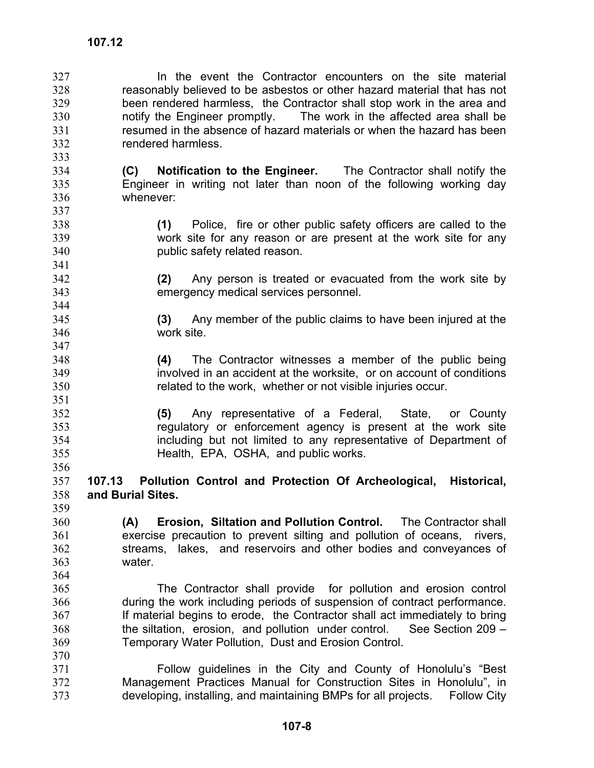In the event the Contractor encounters on the site material reasonably believed to be asbestos or other hazard material that has not been rendered harmless, the Contractor shall stop work in the area and notify the Engineer promptly. The work in the affected area shall be resumed in the absence of hazard materials or when the hazard has been rendered harmless.

**(C) Notification to the Engineer.** The Contractor shall notify the Engineer in writing not later than noon of the following working day whenever:

**(1)** Police, fire or other public safety officers are called to the work site for any reason or are present at the work site for any public safety related reason.

**(2)** Any person is treated or evacuated from the work site by emergency medical services personnel.

**(3)** Any member of the public claims to have been injured at the work site.

**(4)** The Contractor witnesses a member of the public being involved in an accident at the worksite, or on account of conditions related to the work, whether or not visible injuries occur.

**(5)** Any representative of a Federal, State, or County regulatory or enforcement agency is present at the work site including but not limited to any representative of Department of Health, EPA, OSHA, and public works.

## 107.13 Pollution Control and Protection Of Archeological, Historical, and Burial Sites.

**(A) Erosion, Siltation and Pollution Control.** The Contractor shall exercise precaution to prevent silting and pollution of oceans, rivers, streams, lakes, and reservoirs and other bodies and conveyances of water.

The Contractor shall provide for pollution and erosion control during the work including periods of suspension of contract performance. If material begins to erode, the Contractor shall act immediately to bring the siltation, erosion, and pollution under control. See Section 209 – Temporary Water Pollution, Dust and Erosion Control.

Follow guidelines in the City and County of Honolulu's "Best Management Practices Manual for Construction Sites in Honolulu", in developing, installing, and maintaining BMPs for all projects. Follow City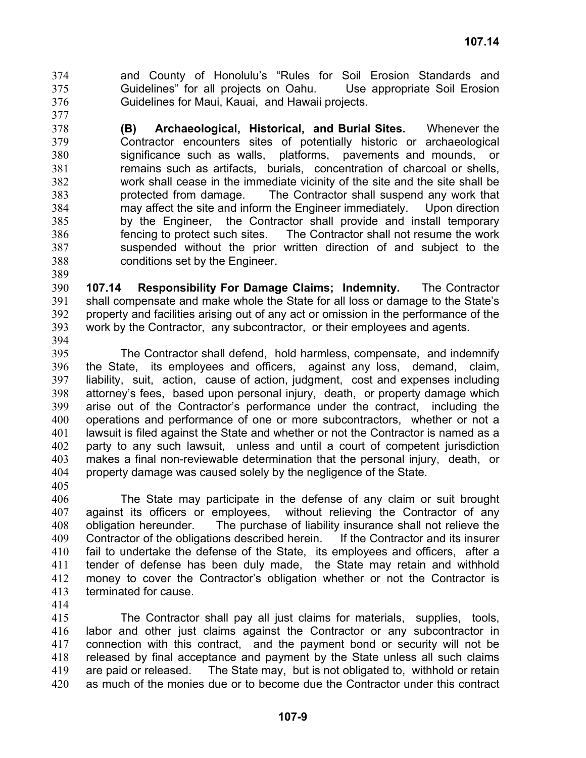and County of Honolulu's "Rules for Soil Erosion Standards and Guidelines" for all projects on Oahu. Use appropriate Soil Erosion Guidelines for Maui, Kauai, and Hawaii projects.

**(B) Archaeological, Historical, and Burial Sites.** Whenever the Contractor encounters sites of potentially historic or archaeological significance such as walls, platforms, pavements and mounds, or remains such as artifacts, burials, concentration of charcoal or shells, work shall cease in the immediate vicinity of the site and the site shall be protected from damage. The Contractor shall suspend any work that may affect the site and inform the Engineer immediately. Upon direction by the Engineer, the Contractor shall provide and install temporary fencing to protect such sites. The Contractor shall not resume the work suspended without the prior written direction of and subject to the conditions set by the Engineer.

**107.14 Responsibility For Damage Claims; Indemnity.** The Contractor shall compensate and make whole the State for all loss or damage to the State's property and facilities arising out of any act or omission in the performance of the work by the Contractor, any subcontractor, or their employees and agents.

The Contractor shall defend, hold harmless, compensate, and indemnify the State, its employees and officers, against any loss, demand, claim, liability, suit, action, cause of action, judgment, cost and expenses including attorney's fees, based upon personal injury, death, or property damage which arise out of the Contractor's performance under the contract, including the operations and performance of one or more subcontractors, whether or not a lawsuit is filed against the State and whether or not the Contractor is named as a party to any such lawsuit, unless and until a court of competent jurisdiction makes a final non-reviewable determination that the personal injury, death, or property damage was caused solely by the negligence of the State.

The State may participate in the defense of any claim or suit brought against its officers or employees, without relieving the Contractor of any obligation hereunder. The purchase of liability insurance shall not relieve the Contractor of the obligations described herein. If the Contractor and its insurer fail to undertake the defense of the State, its employees and officers, after a tender of defense has been duly made, the State may retain and withhold money to cover the Contractor's obligation whether or not the Contractor is terminated for cause.

The Contractor shall pay all just claims for materials, supplies, tools, labor and other just claims against the Contractor or any subcontractor in connection with this contract, and the payment bond or security will not be released by final acceptance and payment by the State unless all such claims are paid or released. The State may, but is not obligated to, withhold or retain as much of the monies due or to become due the Contractor under this contract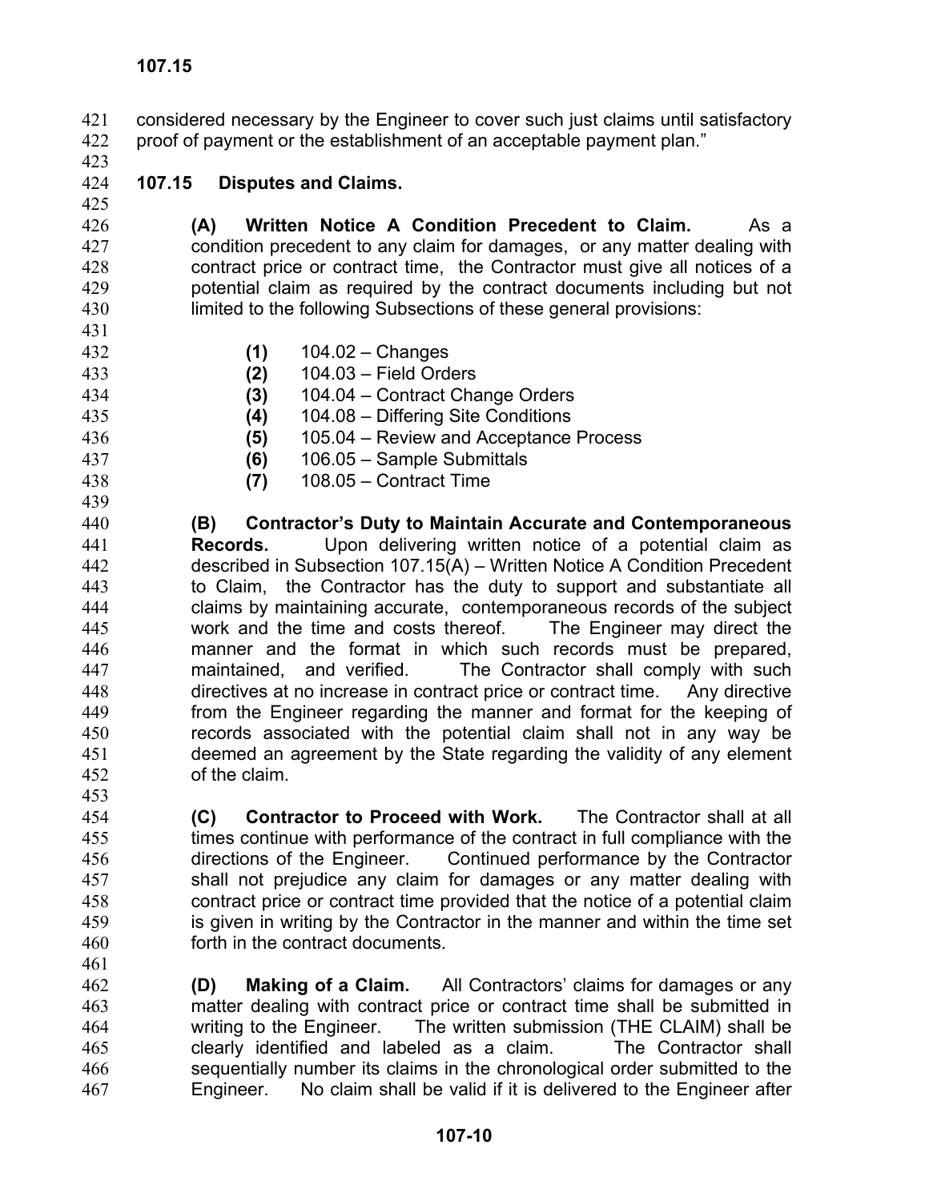considered necessary by the Engineer to cover such just claims until satisfactory proof of payment or the establishment of an acceptable payment plan."

## 107.15 Disputes and Claims.

**(A) Written Notice A Condition Precedent to Claim.** As a condition precedent to any claim for damages, or any matter dealing with contract price or contract time, the Contractor must give all notices of a potential claim as required by the contract documents including but not limited to the following Subsections of these general provisions:

- **(1)** 104.02 – Changes
- **(2)** 104.03 – Field Orders
- **(3)** 104.04 – Contract Change Orders
- **(4)** 104.08 – Differing Site Conditions
- **(5)** 105.04 – Review and Acceptance Process
- **(6)** 106.05 – Sample Submittals
- **(7)** 108.05 – Contract Time

**(B) Contractor's Duty to Maintain Accurate and Contemporaneous Records.** Upon delivering written notice of a potential claim as described in Subsection 107.15(A) – Written Notice A Condition Precedent to Claim, the Contractor has the duty to support and substantiate all claims by maintaining accurate, contemporaneous records of the subject work and the time and costs thereof. The Engineer may direct the manner and the format in which such records must be prepared, maintained, and verified. The Contractor shall comply with such directives at no increase in contract price or contract time. Any directive from the Engineer regarding the manner and format for the keeping of records associated with the potential claim shall not in any way be deemed an agreement by the State regarding the validity of any element of the claim.

**(C) Contractor to Proceed with Work.** The Contractor shall at all times continue with performance of the contract in full compliance with the directions of the Engineer. Continued performance by the Contractor shall not prejudice any claim for damages or any matter dealing with contract price or contract time provided that the notice of a potential claim is given in writing by the Contractor in the manner and within the time set forth in the contract documents.

**(D) Making of a Claim.** All Contractors' claims for damages or any matter dealing with contract price or contract time shall be submitted in writing to the Engineer. The written submission (THE CLAIM) shall be clearly identified and labeled as a claim. The Contractor shall sequentially number its claims in the chronological order submitted to the Engineer. No claim shall be valid if it is delivered to the Engineer after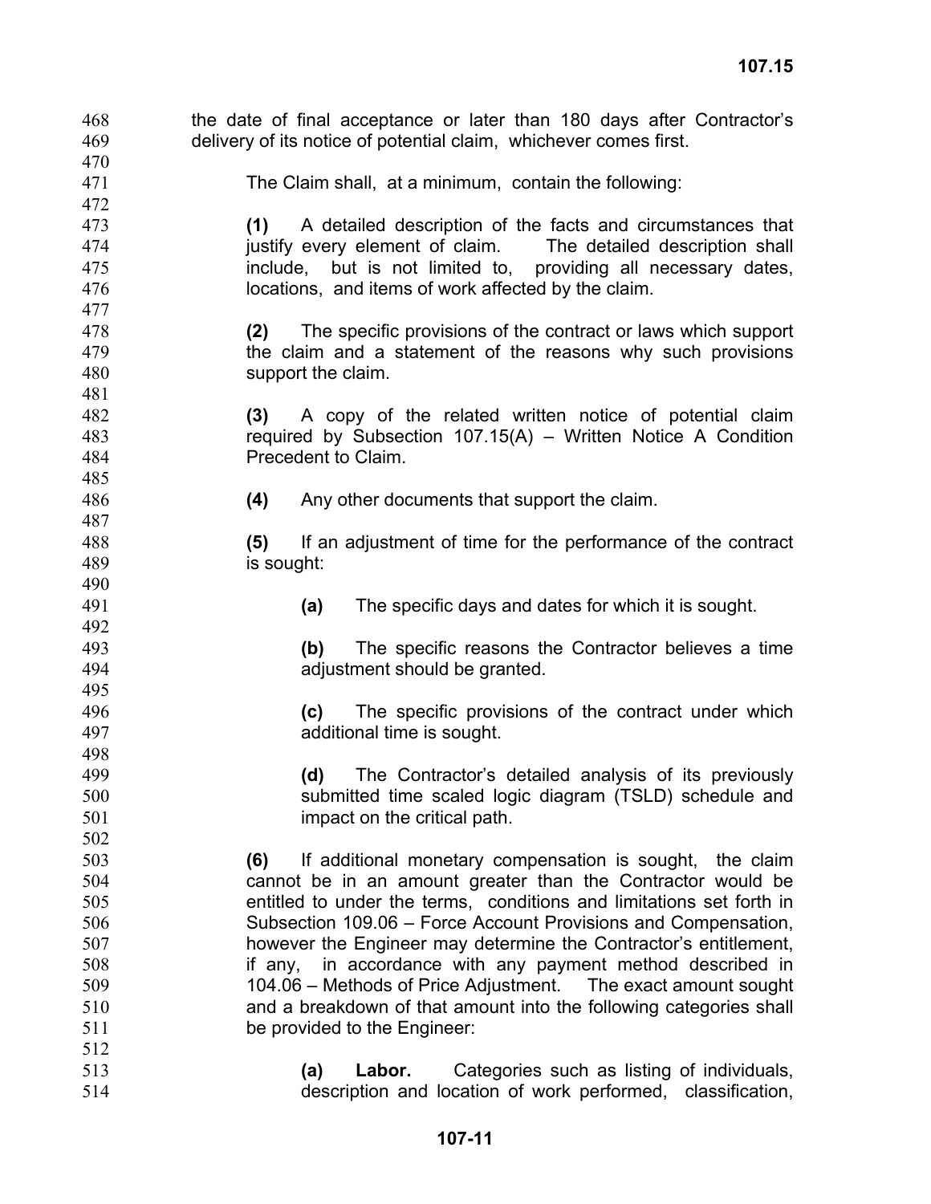the date of final acceptance or later than 180 days after Contractor's delivery of its notice of potential claim, whichever comes first.

The Claim shall, at a minimum, contain the following:

**(1)** A detailed description of the facts and circumstances that justify every element of claim. The detailed description shall include, but is not limited to, providing all necessary dates, locations, and items of work affected by the claim.

**(2)** The specific provisions of the contract or laws which support the claim and a statement of the reasons why such provisions support the claim.

**(3)** A copy of the related written notice of potential claim required by Subsection 107.15(A) – Written Notice A Condition Precedent to Claim.

**(4)** Any other documents that support the claim.

**(5)** If an adjustment of time for the performance of the contract is sought:

**(a)** The specific days and dates for which it is sought.

**(b)** The specific reasons the Contractor believes a time adjustment should be granted.

**(c)** The specific provisions of the contract under which additional time is sought.

**(d)** The Contractor's detailed analysis of its previously submitted time scaled logic diagram (TSLD) schedule and impact on the critical path.

**(6)** If additional monetary compensation is sought, the claim cannot be in an amount greater than the Contractor would be entitled to under the terms, conditions and limitations set forth in Subsection 109.06 – Force Account Provisions and Compensation, however the Engineer may determine the Contractor's entitlement, if any, in accordance with any payment method described in 104.06 – Methods of Price Adjustment. The exact amount sought and a breakdown of that amount into the following categories shall be provided to the Engineer:

**(a)** **Labor.** Categories such as listing of individuals, description and location of work performed, classification,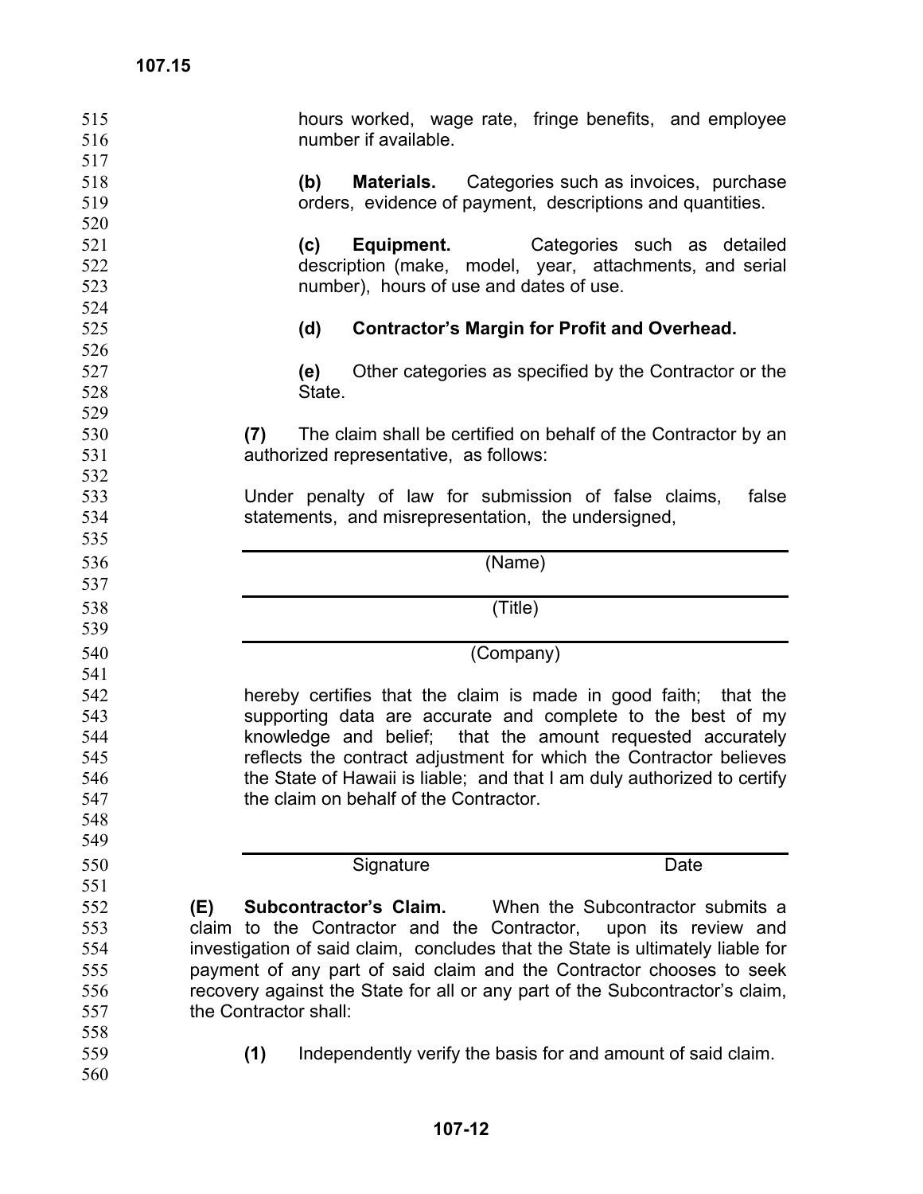hours worked, wage rate, fringe benefits, and employee number if available.

**(b) Materials.** Categories such as invoices, purchase orders, evidence of payment, descriptions and quantities.

**(c) Equipment.** Categories such as detailed description (make, model, year, attachments, and serial number), hours of use and dates of use.

**(d) Contractor's Margin for Profit and Overhead.**

**(e)** Other categories as specified by the Contractor or the State.

**(7)** The claim shall be certified on behalf of the Contractor by an authorized representative, as follows:

Under penalty of law for submission of false claims, false statements, and misrepresentation, the undersigned,

\_\_\_\_\_\_\_\_\_\_\_\_\_\_\_\_\_\_\_\_\_\_\_\_\_\_\_\_\_\_\_\_\_\_\_\_
(Name)

\_\_\_\_\_\_\_\_\_\_\_\_\_\_\_\_\_\_\_\_\_\_\_\_\_\_\_\_\_\_\_\_\_\_\_\_
(Title)

\_\_\_\_\_\_\_\_\_\_\_\_\_\_\_\_\_\_\_\_\_\_\_\_\_\_\_\_\_\_\_\_\_\_\_\_
(Company)

hereby certifies that the claim is made in good faith; that the supporting data are accurate and complete to the best of my knowledge and belief; that the amount requested accurately reflects the contract adjustment for which the Contractor believes the State of Hawaii is liable; and that I am duly authorized to certify the claim on behalf of the Contractor.

\_\_\_\_\_\_\_\_\_\_\_\_\_\_\_\_\_\_\_\_\_\_\_\_\_\_\_\_\_\_\_\_\_\_\_\_
Signature Date

**(E) Subcontractor's Claim.** When the Subcontractor submits a claim to the Contractor and the Contractor, upon its review and investigation of said claim, concludes that the State is ultimately liable for payment of any part of said claim and the Contractor chooses to seek recovery against the State for all or any part of the Subcontractor's claim, the Contractor shall:

**(1)** Independently verify the basis for and amount of said claim.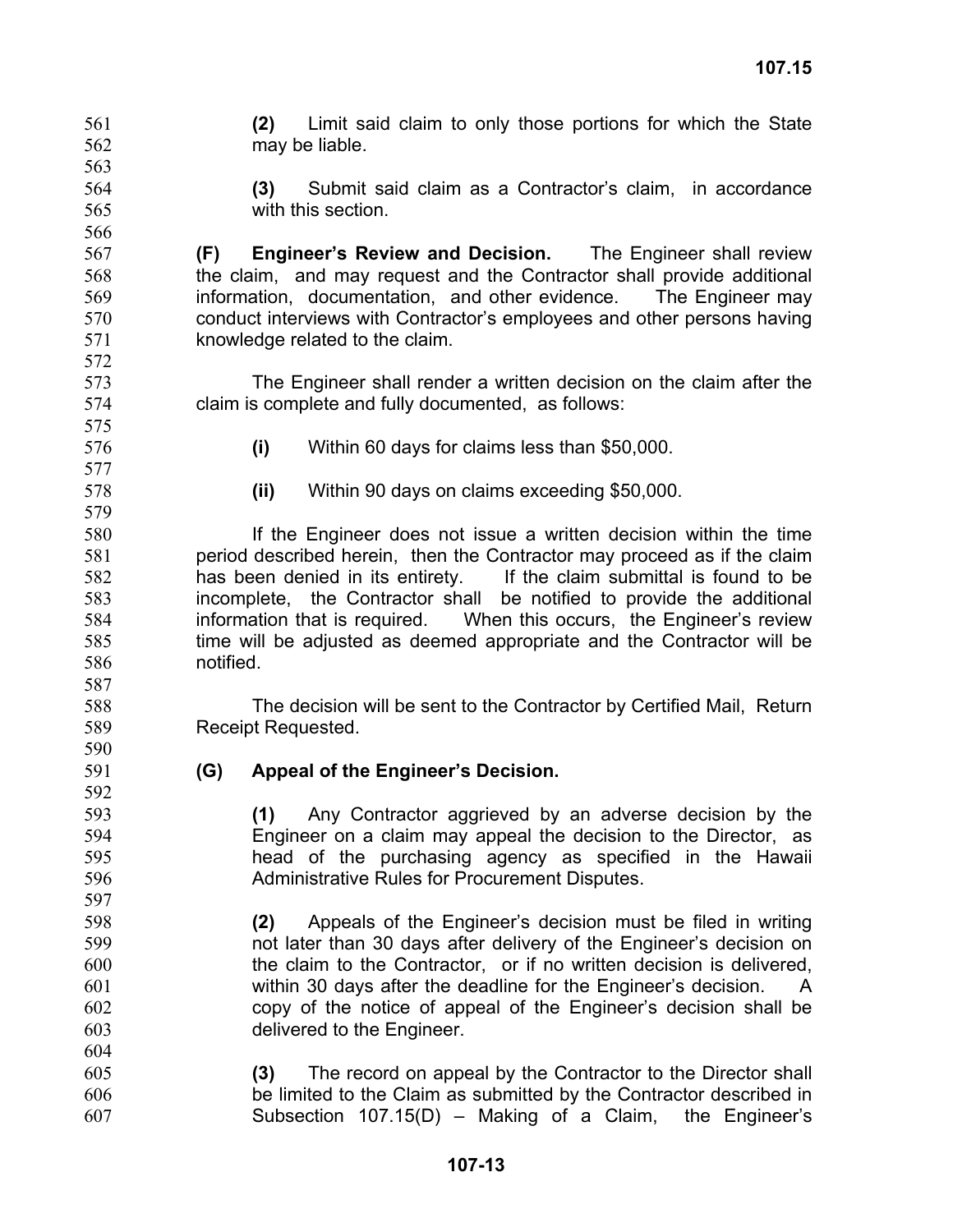**(2)** Limit said claim to only those portions for which the State may be liable.

**(3)** Submit said claim as a Contractor's claim, in accordance with this section.

**(F) Engineer's Review and Decision.** The Engineer shall review the claim, and may request and the Contractor shall provide additional information, documentation, and other evidence. The Engineer may conduct interviews with Contractor's employees and other persons having knowledge related to the claim.

The Engineer shall render a written decision on the claim after the claim is complete and fully documented, as follows:

**(i)** Within 60 days for claims less than $50,000.

**(ii)** Within 90 days on claims exceeding $50,000.

If the Engineer does not issue a written decision within the time period described herein, then the Contractor may proceed as if the claim has been denied in its entirety. If the claim submittal is found to be incomplete, the Contractor shall be notified to provide the additional information that is required. When this occurs, the Engineer's review time will be adjusted as deemed appropriate and the Contractor will be notified.

The decision will be sent to the Contractor by Certified Mail, Return Receipt Requested.

**(G) Appeal of the Engineer's Decision.**

**(1)** Any Contractor aggrieved by an adverse decision by the Engineer on a claim may appeal the decision to the Director, as head of the purchasing agency as specified in the Hawaii Administrative Rules for Procurement Disputes.

**(2)** Appeals of the Engineer's decision must be filed in writing not later than 30 days after delivery of the Engineer's decision on the claim to the Contractor, or if no written decision is delivered, within 30 days after the deadline for the Engineer's decision. A copy of the notice of appeal of the Engineer's decision shall be delivered to the Engineer.

**(3)** The record on appeal by the Contractor to the Director shall be limited to the Claim as submitted by the Contractor described in Subsection 107.15(D) – Making of a Claim, the Engineer's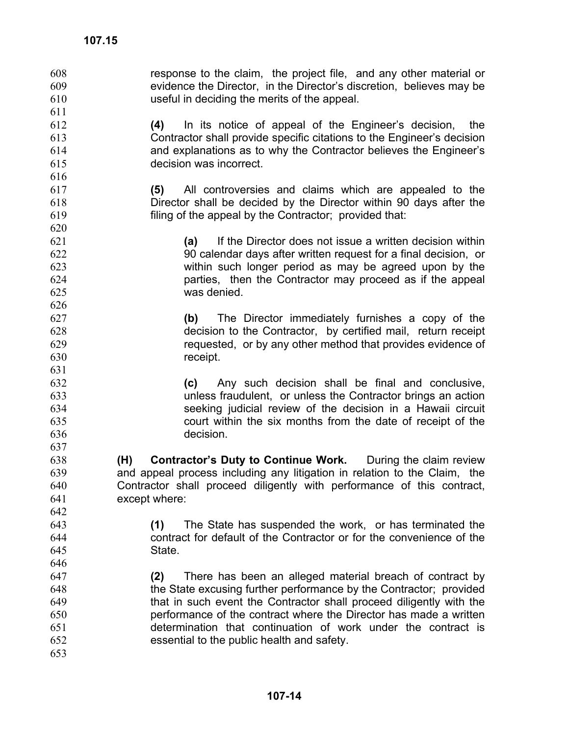response to the claim, the project file, and any other material or evidence the Director, in the Director's discretion, believes may be useful in deciding the merits of the appeal.

**(4)** In its notice of appeal of the Engineer's decision, the Contractor shall provide specific citations to the Engineer's decision and explanations as to why the Contractor believes the Engineer's decision was incorrect.

**(5)** All controversies and claims which are appealed to the Director shall be decided by the Director within 90 days after the filing of the appeal by the Contractor; provided that:

**(a)** If the Director does not issue a written decision within 90 calendar days after written request for a final decision, or within such longer period as may be agreed upon by the parties, then the Contractor may proceed as if the appeal was denied.

**(b)** The Director immediately furnishes a copy of the decision to the Contractor, by certified mail, return receipt requested, or by any other method that provides evidence of receipt.

**(c)** Any such decision shall be final and conclusive, unless fraudulent, or unless the Contractor brings an action seeking judicial review of the decision in a Hawaii circuit court within the six months from the date of receipt of the decision.

**(H) Contractor's Duty to Continue Work.** During the claim review and appeal process including any litigation in relation to the Claim, the Contractor shall proceed diligently with performance of this contract, except where:

**(1)** The State has suspended the work, or has terminated the contract for default of the Contractor or for the convenience of the State.

**(2)** There has been an alleged material breach of contract by the State excusing further performance by the Contractor; provided that in such event the Contractor shall proceed diligently with the performance of the contract where the Director has made a written determination that continuation of work under the contract is essential to the public health and safety.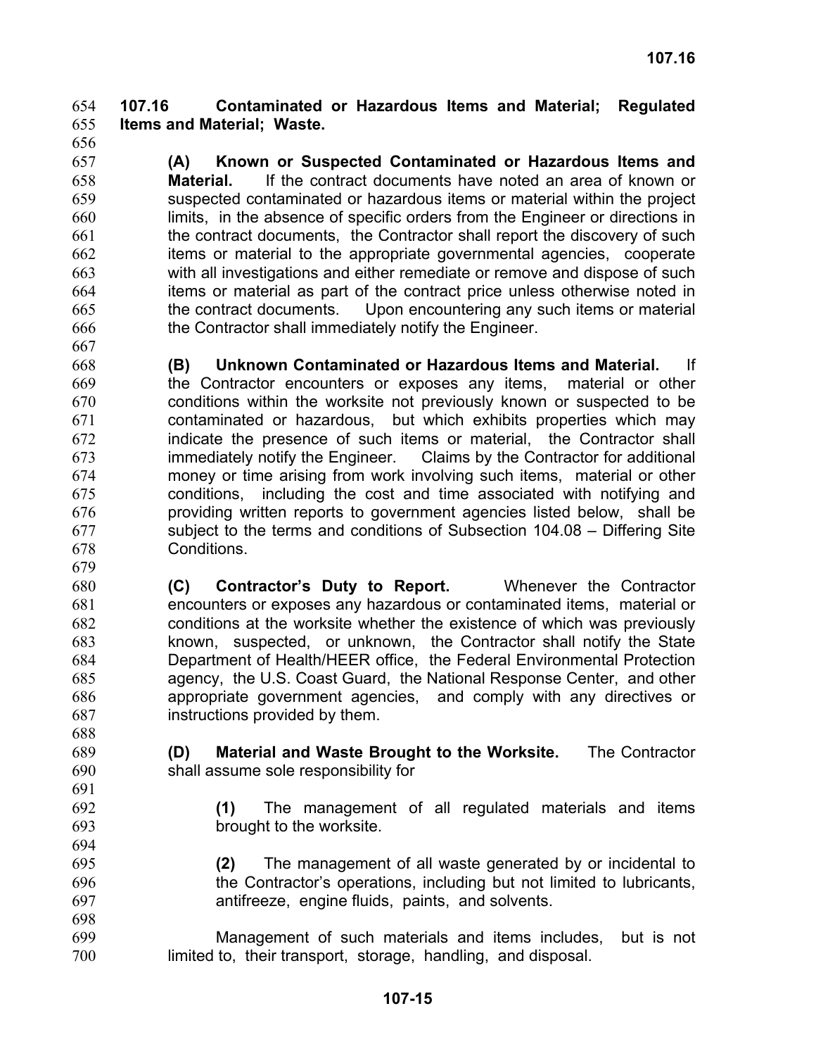## 107.16 Contaminated or Hazardous Items and Material; Regulated Items and Material; Waste.

**(A) Known or Suspected Contaminated or Hazardous Items and Material.** If the contract documents have noted an area of known or suspected contaminated or hazardous items or material within the project limits, in the absence of specific orders from the Engineer or directions in the contract documents, the Contractor shall report the discovery of such items or material to the appropriate governmental agencies, cooperate with all investigations and either remediate or remove and dispose of such items or material as part of the contract price unless otherwise noted in the contract documents. Upon encountering any such items or material the Contractor shall immediately notify the Engineer.

**(B) Unknown Contaminated or Hazardous Items and Material.** If the Contractor encounters or exposes any items, material or other conditions within the worksite not previously known or suspected to be contaminated or hazardous, but which exhibits properties which may indicate the presence of such items or material, the Contractor shall immediately notify the Engineer. Claims by the Contractor for additional money or time arising from work involving such items, material or other conditions, including the cost and time associated with notifying and providing written reports to government agencies listed below, shall be subject to the terms and conditions of Subsection 104.08 – Differing Site Conditions.

**(C) Contractor's Duty to Report.** Whenever the Contractor encounters or exposes any hazardous or contaminated items, material or conditions at the worksite whether the existence of which was previously known, suspected, or unknown, the Contractor shall notify the State Department of Health/HEER office, the Federal Environmental Protection agency, the U.S. Coast Guard, the National Response Center, and other appropriate government agencies, and comply with any directives or instructions provided by them.

**(D) Material and Waste Brought to the Worksite.** The Contractor shall assume sole responsibility for

**(1)** The management of all regulated materials and items brought to the worksite.

**(2)** The management of all waste generated by or incidental to the Contractor's operations, including but not limited to lubricants, antifreeze, engine fluids, paints, and solvents.

Management of such materials and items includes, but is not limited to, their transport, storage, handling, and disposal.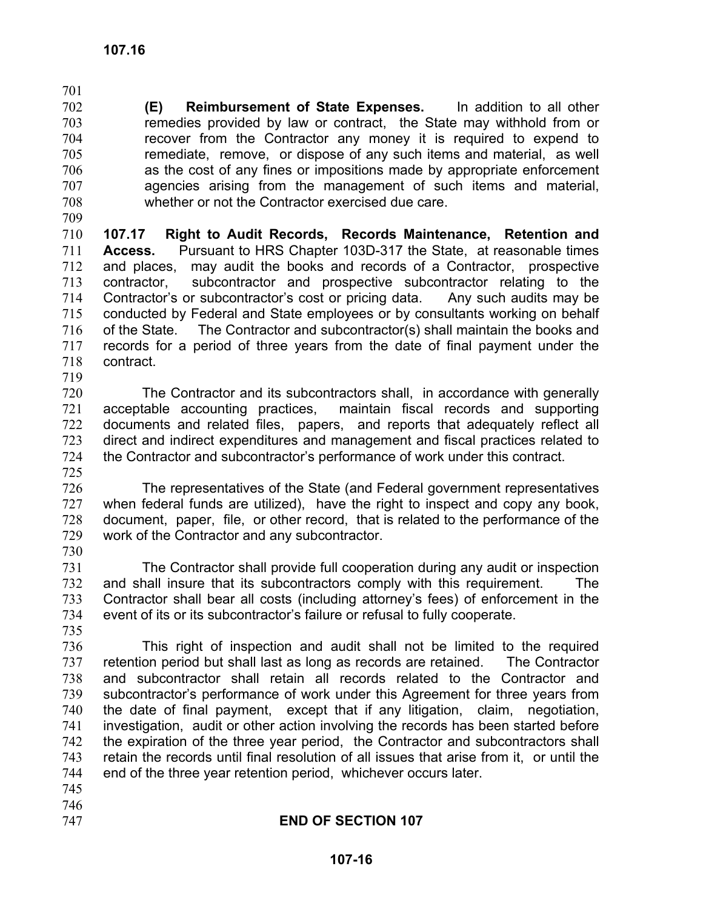**(E) Reimbursement of State Expenses.** In addition to all other remedies provided by law or contract, the State may withhold from or recover from the Contractor any money it is required to expend to remediate, remove, or dispose of any such items and material, as well as the cost of any fines or impositions made by appropriate enforcement agencies arising from the management of such items and material, whether or not the Contractor exercised due care.

**107.17 Right to Audit Records, Records Maintenance, Retention and Access.** Pursuant to HRS Chapter 103D-317 the State, at reasonable times and places, may audit the books and records of a Contractor, prospective contractor, subcontractor and prospective subcontractor relating to the Contractor's or subcontractor's cost or pricing data. Any such audits may be conducted by Federal and State employees or by consultants working on behalf of the State. The Contractor and subcontractor(s) shall maintain the books and records for a period of three years from the date of final payment under the contract.

The Contractor and its subcontractors shall, in accordance with generally acceptable accounting practices, maintain fiscal records and supporting documents and related files, papers, and reports that adequately reflect all direct and indirect expenditures and management and fiscal practices related to the Contractor and subcontractor's performance of work under this contract.

The representatives of the State (and Federal government representatives when federal funds are utilized), have the right to inspect and copy any book, document, paper, file, or other record, that is related to the performance of the work of the Contractor and any subcontractor.

The Contractor shall provide full cooperation during any audit or inspection and shall insure that its subcontractors comply with this requirement. The Contractor shall bear all costs (including attorney's fees) of enforcement in the event of its or its subcontractor's failure or refusal to fully cooperate.

This right of inspection and audit shall not be limited to the required retention period but shall last as long as records are retained. The Contractor and subcontractor shall retain all records related to the Contractor and subcontractor's performance of work under this Agreement for three years from the date of final payment, except that if any litigation, claim, negotiation, investigation, audit or other action involving the records has been started before the expiration of the three year period, the Contractor and subcontractors shall retain the records until final resolution of all issues that arise from it, or until the end of the three year retention period, whichever occurs later.

**END OF SECTION 107**